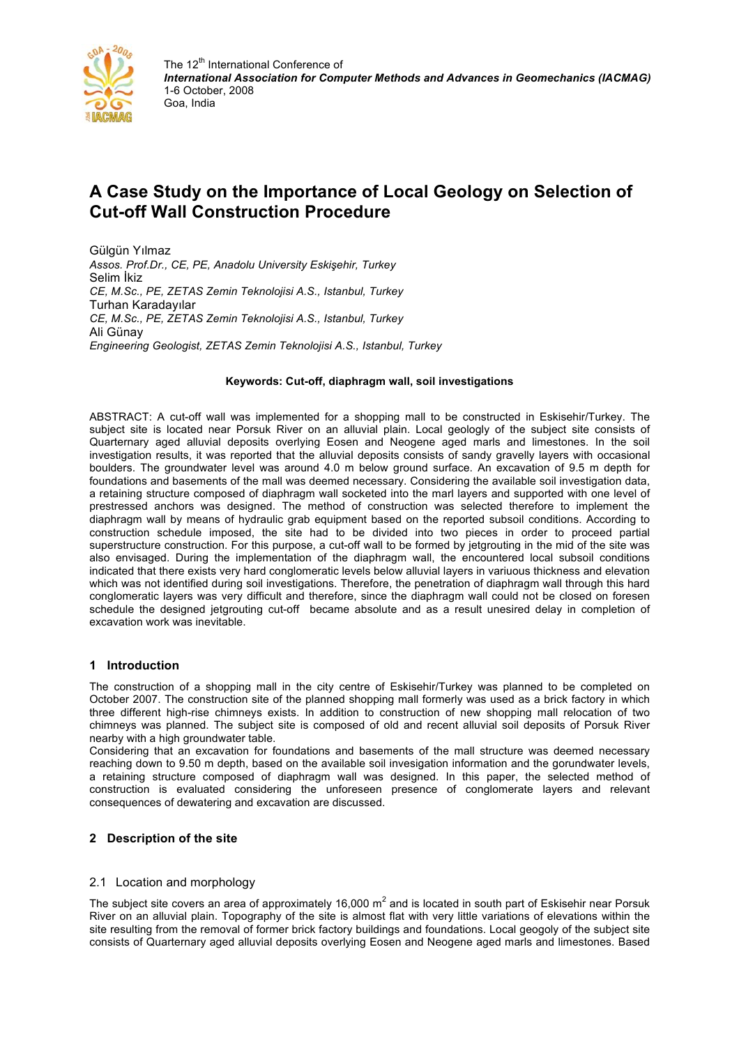The 12[th] International Conference of
*International Association for Computer Methods and Advances in Geomechanics (IACMAG)*
1-6 October, 2008
Goa, India

# A Case Study on the Importance of Local Geology on Selection of Cut-off Wall Construction Procedure

Gülgün Yılmaz
*Assos. Prof.Dr., CE, PE, Anadolu University Eskişehir, Turkey*
Selim İkiz
*CE, M.Sc., PE, ZETAS Zemin Teknolojisi A.S., Istanbul, Turkey*
Turhan Karadayılar
*CE, M.Sc., PE, ZETAS Zemin Teknolojisi A.S., Istanbul, Turkey*
Ali Günay
*Engineering Geologist, ZETAS Zemin Teknolojisi A.S., Istanbul, Turkey*

**Keywords: Cut-off, diaphragm wall, soil investigations**

ABSTRACT: A cut-off wall was implemented for a shopping mall to be constructed in Eskisehir/Turkey. The subject site is located near Porsuk River on an alluvial plain. Local geolopgy of the subject site consists of Quarternary aged alluvial deposits overlying Eosen and Neogene aged marls and limestones. In the soil investigation results, it was reported that the alluvial deposits consists of sandy gravelly layers with occasional boulders. The groundwater level was around 4.0 m below ground surface. An excavation of 9.5 m depth for foundations and basements of the mall was deemed necessary. Considering the available soil investigation data, a retaining structure composed of diaphragm wall socketed into the marl layers and supported with one level of prestressed anchors was designed. The method of construction was selected therefore to implement the diaphragm wall by means of hydraulic grab equipment based on the reported subsoil conditions. According to construction schedule imposed, the site had to be divided into two pieces in order to proceed partial superstructure construction. For this purpose, a cut-off wall to be formed by jetgrouting in the mid of the site was also envisaged. During the implementation of the diaphragm wall, the encountered local subsoil conditions indicated that there exists very hard conglomeratic levels below alluvial layers in variuous thickness and elevation which was not identified during soil investigations. Therefore, the penetration of diaphragm wall through this hard conglomeratic layers was very difficult and therefore, since the diaphragm wall could not be closed on foresen schedule the designed jetgrouting cut-off became absolute and as a result unesired delay in completion of excavation work was inevitable.

## 1 Introduction

The construction of a shopping mall in the city centre of Eskisehir/Turkey was planned to be completed on October 2007. The construction site of the planned shopping mall formerly was used as a brick factory in which three different high-rise chimneys exists. In addition to construction of new shopping mall relocation of two chimneys was planned. The subject site is composed of old and recent alluvial soil deposits of Porsuk River nearby with a high groundwater table.
Considering that an excavation for foundations and basements of the mall structure was deemed necessary reaching down to 9.50 m depth, based on the available soil investigation information and the gorundwater levels, a retaining structure composed of diaphragm wall was designed. In this paper, the selected method of construction is evaluated considering the unforeseen presence of conglomerate layers and relevant consequences of dewatering and excavation are discussed.

## 2 Description of the site

### 2.1 Location and morphology

The subject site covers an area of approximately 16,000 m$^2$ and is located in south part of Eskisehir near Porsuk River on an alluvial plain. Topography of the site is almost flat with very little variations of elevations within the site resulting from the removal of former brick factory buildings and foundations. Local geogoly of the subject site consists of Quarternary aged alluvial deposits overlying Eosen and Neogene aged marls and limestones. Based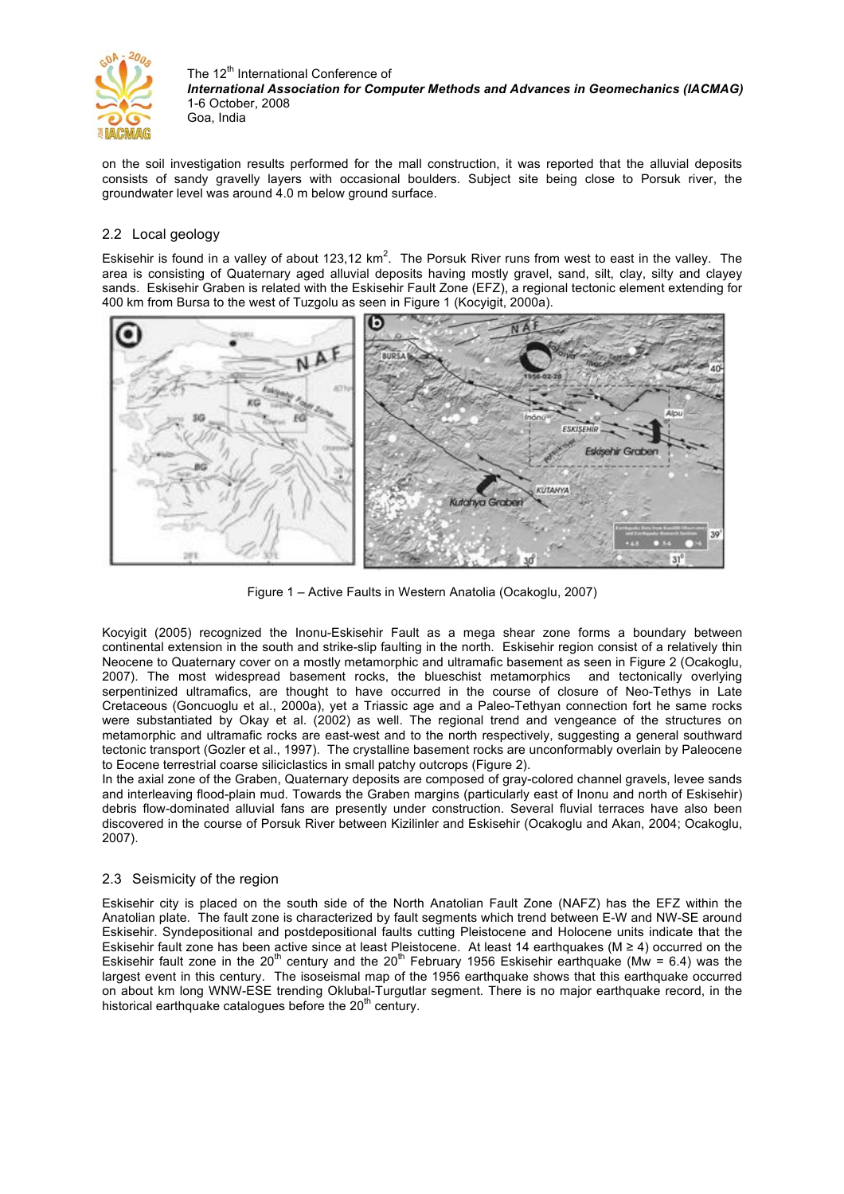on the soil investigation results performed for the mall construction, it was reported that the alluvial deposits consists of sandy gravelly layers with occasional boulders. Subject site being close to Porsuk river, the groundwater level was around 4.0 m below ground surface.

## 2.2 Local geology

Eskisehir is found in a valley of about 123,12 km$^2$. The Porsuk River runs from west to east in the valley. The area is consisting of Quaternary aged alluvial deposits having mostly gravel, sand, silt, clay, silty and clayey sands. Eskisehir Graben is related with the Eskisehir Fault Zone (EFZ), a regional tectonic element extending for 400 km from Bursa to the west of Tuzgolu as seen in Figure 1 (Kocyigit, 2000a).

Figure 1 – Active Faults in Western Anatolia (Ocakoglu, 2007)

Kocyigit (2005) recognized the Inonu-Eskisehir Fault as a mega shear zone forms a boundary between continental extension in the south and strike-slip faulting in the north. Eskisehir region consist of a relatively thin Neocene to Quaternary cover on a mostly metamorphic and ultramafic basement as seen in Figure 2 (Ocakoglu, 2007). The most widespread basement rocks, the blueschist metamorphics and tectonically overlying serpentinized ultramafics, are thought to have occurred in the course of closure of Neo-Tethys in Late Cretaceous (Goncuoglu et al., 2000a), yet a Triassic age and a Paleo-Tethyan connection fort he same rocks were substantiated by Okay et al. (2002) as well. The regional trend and vengeance of the structures on metamorphic and ultramafic rocks are east-west and to the north respectively, suggesting a general southward tectonic transport (Gozler et al., 1997). The crystalline basement rocks are unconformably overlain by Paleocene to Eocene terrestrial coarse siliciclastics in small patchy outcrops (Figure 2).
In the axial zone of the Graben, Quaternary deposits are composed of gray-colored channel gravels, levee sands and interleaving flood-plain mud. Towards the Graben margins (particularly east of Inonu and north of Eskisehir) debris flow-dominated alluvial fans are presently under construction. Several fluvial terraces have also been discovered in the course of Porsuk River between Kizilinler and Eskisehir (Ocakoglu and Akan, 2004; Ocakoglu, 2007).

## 2.3 Seismicity of the region

Eskisehir city is placed on the south side of the North Anatolian Fault Zone (NAFZ) has the EFZ within the Anatolian plate. The fault zone is characterized by fault segments which trend between E-W and NW-SE around Eskisehir. Syndepositional and postdepositional faults cutting Pleistocene and Holocene units indicate that the Eskisehir fault zone has been active since at least Pleistocene. At least 14 earthquakes ($M \geq 4$) occurred on the Eskisehir fault zone in the 20$^{th}$ century and the 20$^{th}$ February 1956 Eskisehir earthquake ($M_w = 6.4$) was the largest event in this century. The isoseismal map of the 1956 earthquake shows that this earthquake occurred on about km long WNW-ESE trending Oklubal-Turgutlar segment. There is no major earthquake record, in the historical earthquake catalogues before the 20$^{th}$ century.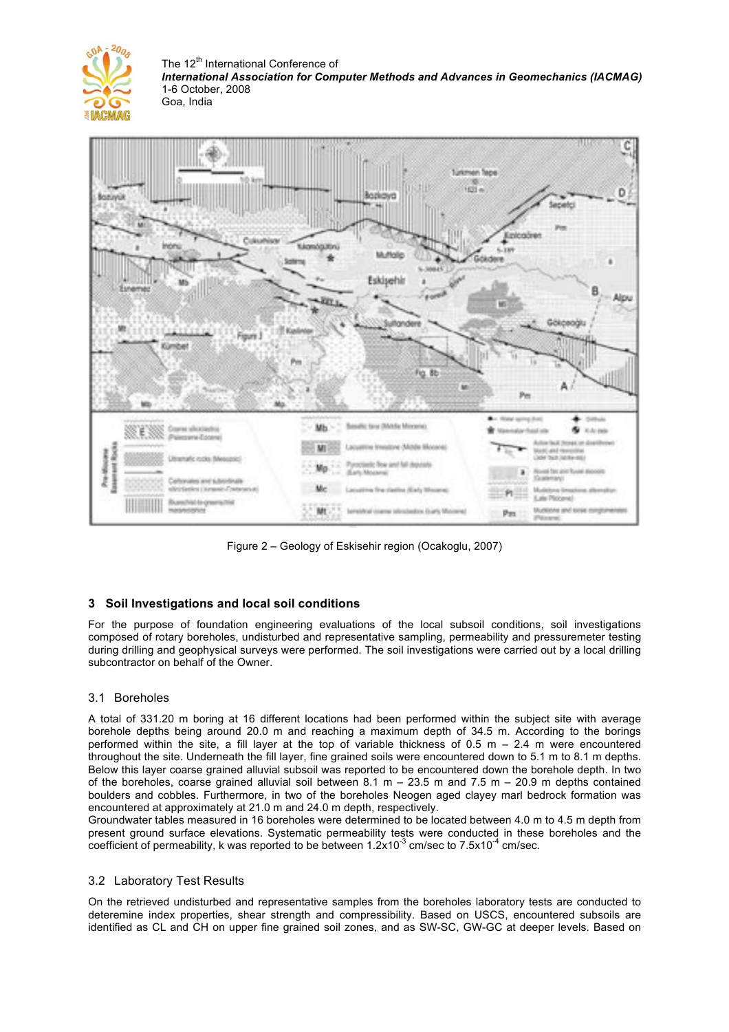Figure 2 – Geology of Eskisehir region (Ocakoglu, 2007)

## 3 Soil Investigations and local soil conditions

For the purpose of foundation engineering evaluations of the local subsoil conditions, soil investigations composed of rotary boreholes, undisturbed and representative sampling, permeability and pressuremeter testing during drilling and geophysical surveys were performed. The soil investigations were carried out by a local drilling subcontractor on behalf of the Owner.

### 3.1 Boreholes

A total of 331.20 m boring at 16 different locations had been performed within the subject site with average borehole depths being around 20.0 m and reaching a maximum depth of 34.5 m. According to the borings performed within the site, a fill layer at the top of variable thickness of 0.5 m – 2.4 m were encountered throughout the site. Underneath the fill layer, fine grained soils were encountered down to 5.1 m to 8.1 m depths. Below this layer coarse grained alluvial subsoil was reported to be encountered down the borehole depth. In two of the boreholes, coarse grained alluvial soil between 8.1 m – 23.5 m and 7.5 m – 20.9 m depths contained boulders and cobbles. Furthermore, in two of the boreholes Neogen aged clayey marl bedrock formation was encountered at approximately at 21.0 m and 24.0 m depth, respectively.

Groundwater tables measured in 16 boreholes were determined to be located between 4.0 m to 4.5 m depth from present ground surface elevations. Systematic permeability tests were conducted in these boreholes and the coefficient of permeability, k was reported to be between $1.2 \times 10^{-3}$ cm/sec to $7.5 \times 10^{-4}$ cm/sec.

### 3.2 Laboratory Test Results

On the retrieved undisturbed and representative samples from the boreholes laboratory tests are conducted to deteremine index properties, shear strength and compressibility. Based on USCS, encountered subsoils are identified as CL and CH on upper fine grained soil zones, and as SW-SC, GW-GC at deeper levels. Based on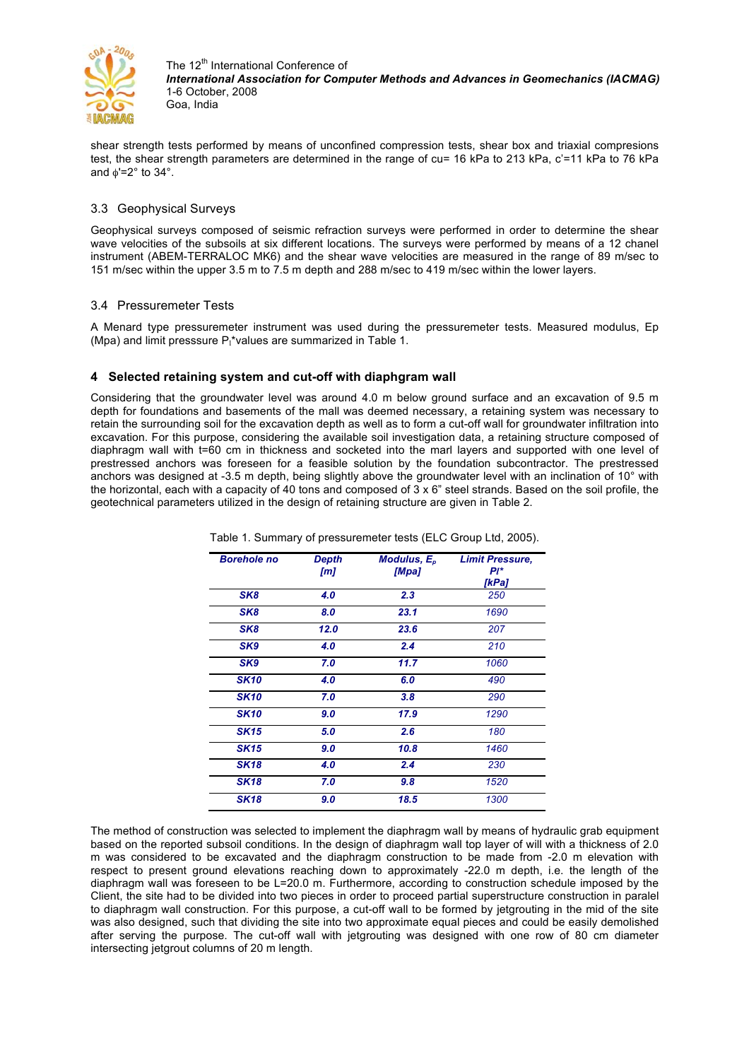shear strength tests performed by means of unconfined compression tests, shear box and triaxial compresions test, the shear strength parameters are determined in the range of cu= 16 kPa to 213 kPa, c'=11 kPa to 76 kPa and $\phi$'=2° to 34°.

### 3.3 Geophysical Surveys

Geophysical surveys composed of seismic refraction surveys were performed in order to determine the shear wave velocities of the subsoils at six different locations. The surveys were performed by means of a 12 chanel instrument (ABEM-TERRALOC MK6) and the shear wave velocities are measured in the range of 89 m/sec to 151 m/sec within the upper 3.5 m to 7.5 m depth and 288 m/sec to 419 m/sec within the lower layers.

### 3.4 Pressuremeter Tests

A Menard type pressuremeter instrument was used during the pressuremeter tests. Measured modulus, Ep (Mpa) and limit presssure $P_l$*values are summarized in Table 1.

## 4 Selected retaining system and cut-off with diaphgram wall

Considering that the groundwater level was around 4.0 m below ground surface and an excavation of 9.5 m depth for foundations and basements of the mall was deemed necessary, a retaining system was necessary to retain the surrounding soil for the excavation depth as well as to form a cut-off wall for groundwater infiltration into excavation. For this purpose, considering the available soil investigation data, a retaining structure composed of diaphragm wall with t=60 cm in thickness and socketed into the marl layers and supported with one level of prestressed anchors was foreseen for a feasible solution by the foundation subcontractor. The prestressed anchors was designed at -3.5 m depth, being slightly above the groundwater level with an inclination of 10° with the horizontal, each with a capacity of 40 tons and composed of 3 x 6" steel strands. Based on the soil profile, the geotechnical parameters utilized in the design of retaining structure are given in Table 2.

Table 1. Summary of pressuremeter tests (ELC Group Ltd, 2005).

| Borehole no | Depth [m] | Modulus, $E_p$ [Mpa] | Limit Pressure, Pl* [kPa] |
|---|---|---|---|
| SK8 | 4.0 | 2.3 | 250 |
| SK8 | 8.0 | 23.1 | 1690 |
| SK8 | 12.0 | 23.6 | 207 |
| SK9 | 4.0 | 2.4 | 210 |
| SK9 | 7.0 | 11.7 | 1060 |
| SK10 | 4.0 | 6.0 | 490 |
| SK10 | 7.0 | 3.8 | 290 |
| SK10 | 9.0 | 17.9 | 1290 |
| SK15 | 5.0 | 2.6 | 180 |
| SK15 | 9.0 | 10.8 | 1460 |
| SK18 | 4.0 | 2.4 | 230 |
| SK18 | 7.0 | 9.8 | 1520 |
| SK18 | 9.0 | 18.5 | 1300 |

The method of construction was selected to implement the diaphragm wall by means of hydraulic grab equipment based on the reported subsoil conditions. In the design of diaphragm wall top layer of will with a thickness of 2.0 m was considered to be excavated and the diaphragm construction to be made from -2.0 m elevation with respect to present ground elevations reaching down to approximately -22.0 m depth, i.e. the length of the diaphragm wall was foreseen to be L=20.0 m. Furthermore, according to construction schedule imposed by the Client, the site had to be divided into two pieces in order to proceed partial superstructure construction in paralel to diaphragm wall construction. For this purpose, a cut-off wall to be formed by jetgrouting in the mid of the site was also designed, such that dividing the site into two approximate equal pieces and could be easily demolished after serving the purpose. The cut-off wall with jetgrouting was designed with one row of 80 cm diameter intersecting jetgrout columns of 20 m length.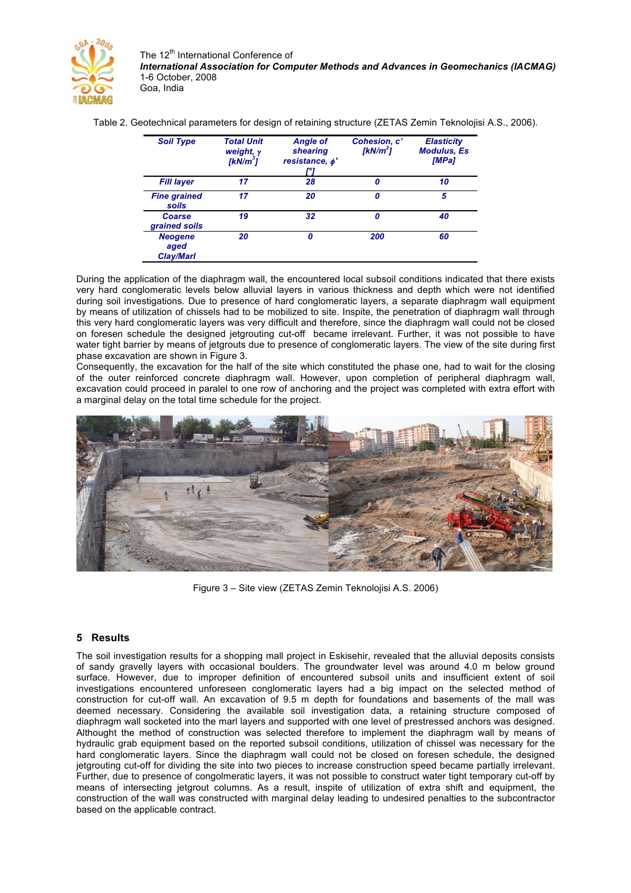Table 2. Geotechnical parameters for design of retaining structure (ZETAS Zemin Teknolojisi A.S., 2006).

| Soil Type | Total Unit weight, γ [kN/m³] | Angle of shearing resistance, ϕ' [°] | Cohesion, c' [kN/m²] | Elasticity Modulus, Es [MPa] |
|---|---|---|---|---|
| Fill layer | 17 | 28 | 0 | 10 |
| Fine grained soils | 17 | 20 | 0 | 5 |
| Coarse grained soils | 19 | 32 | 0 | 40 |
| Neogene aged Clay/Marl | 20 | 0 | 200 | 60 |

During the application of the diaphragm wall, the encountered local subsoil conditions indicated that there exists very hard conglomeratic levels below alluvial layers in various thickness and depth which were not identified during soil investigations. Due to presence of hard conglomeratic layers, a separate diaphragm wall equipment by means of utilization of chissels had to be mobilized to site. Inspite, the penetration of diaphragm wall through this very hard conglomeratic layers was very difficult and therefore, since the diaphragm wall could not be closed on foresen schedule the designed jetgrouting cut-off became irrelevant. Further, it was not possible to have water tight barrier by means of jetgrouts due to presence of conglomeratic layers. The view of the site during first phase excavation are shown in Figure 3.

Consequently, the excavation for the half of the site which constituted the phase one, had to wait for the closing of the outer reinforced concrete diaphragm wall. However, upon completion of peripheral diaphragm wall, excavation could proceed in paralel to one row of anchoring and the project was completed with extra effort with a marginal delay on the total time schedule for the project.

Figure 3 – Site view (ZETAS Zemin Teknolojisi A.S. 2006)

## 5 Results

The soil investigation results for a shopping mall project in Eskisehir, revealed that the alluvial deposits consists of sandy gravelly layers with occasional boulders. The groundwater level was around 4.0 m below ground surface. However, due to improper definition of encountered subsoil units and insufficient extent of soil investigations encountered unforeseen conglomeratic layers had a big impact on the selected method of construction for cut-off wall. An excavation of 9.5 m depth for foundations and basements of the mall was deemed necessary. Considering the available soil investigation data, a retaining structure composed of diaphragm wall socketed into the marl layers and supported with one level of prestressed anchors was designed. Althought the method of construction was selected therefore to implement the diaphragm wall by means of hydraulic grab equipment based on the reported subsoil conditions, utilization of chissel was necessary for the hard conglomeratic layers. Since the diaphragm wall could not be closed on foresen schedule, the designed jetgrouting cut-off for dividing the site into two pieces to increase construction speed became partially irrelevant. Further, due to presence of congolmeratic layers, it was not possible to construct water tight temporary cut-off by means of intersecting jetgrout columns. As a result, inspite of utilization of extra shift and equipment, the construction of the wall was constructed with marginal delay leading to undesired penalties to the subcontractor based on the applicable contract.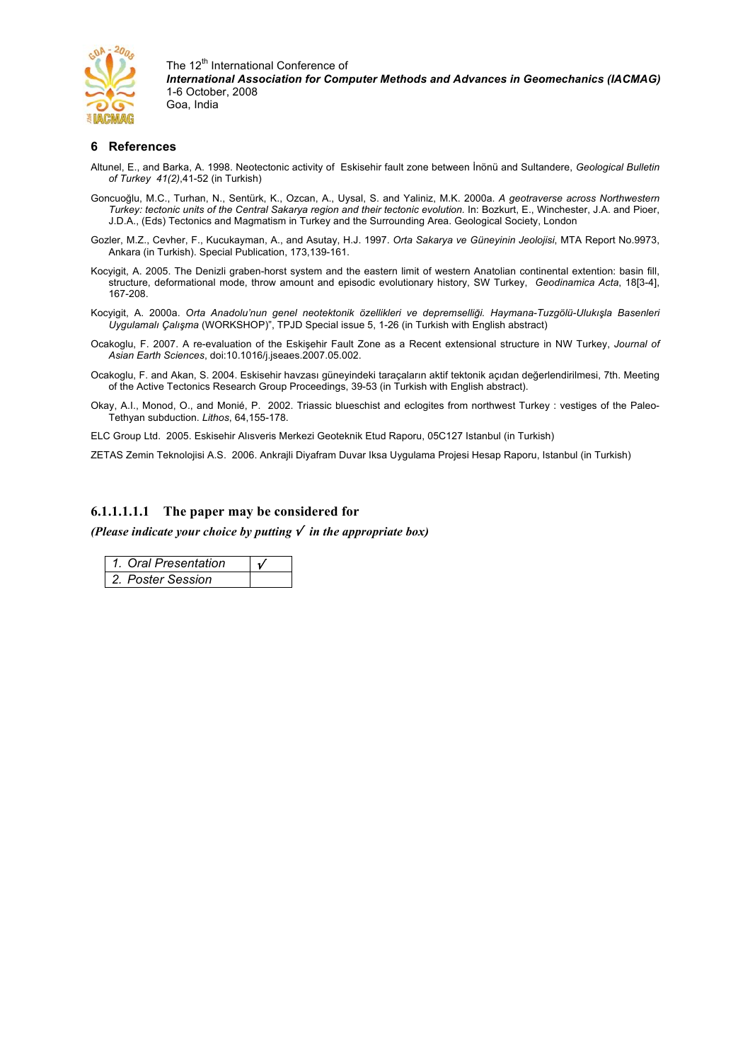## 6 References

Altunel, E., and Barka, A. 1998. Neotectonic activity of Eskisehir fault zone between İnönü and Sultandere, *Geological Bulletin of Turkey 41(2)*,41-52 (in Turkish)

Goncuoğlu, M.C., Turhan, N., Sentürk, K., Ozcan, A., Uysal, S. and Yaliniz, M.K. 2000a. *A geotraverse across Northwestern Turkey: tectonic units of the Central Sakarya region and their tectonic evolution.* In: Bozkurt, E., Winchester, J.A. and Pioer, J.D.A., (Eds) Tectonics and Magmatism in Turkey and the Surrounding Area. Geological Society, London

Gozler, M.Z., Cevher, F., Kucukayman, A., and Asutay, H.J. 1997. *Orta Sakarya ve Güneyinin Jeolojisi*, MTA Report No.9973, Ankara (in Turkish). Special Publication, 173,139-161.

Kocyigit, A. 2005. The Denizli graben-horst system and the eastern limit of western Anatolian continental extention: basin fill, structure, deformational mode, throw amount and episodic evolutionary history, SW Turkey, *Geodinamica Acta*, 18[3-4], 167-208.

Kocyigit, A. 2000a. *Orta Anadolu'nun genel neotektonik özellikleri ve depremselliği. Haymana-Tuzgölü-Ulukışla Basenleri Uygulamalı Çalışma* (WORKSHOP)", TPJD Special issue 5, 1-26 (in Turkish with English abstract)

Ocakoglu, F. 2007. A re-evaluation of the Eskişehir Fault Zone as a Recent extensional structure in NW Turkey, *Journal of Asian Earth Sciences*, doi:10.1016/j.jseaes.2007.05.002.

Ocakoglu, F. and Akan, S. 2004. Eskisehir havzası güneyindeki taraçaların aktif tektonik açıdan değerlendirilmesi, 7th. Meeting of the Active Tectonics Research Group Proceedings, 39-53 (in Turkish with English abstract).

Okay, A.I., Monod, O., and Monié, P. 2002. Triassic blueschist and eclogites from northwest Turkey : vestiges of the Paleo-Tethyan subduction. *Lithos*, 64,155-178.

ELC Group Ltd. 2005. Eskisehir Alısveris Merkezi Geoteknik Etud Raporu, 05C127 Istanbul (in Turkish)

ZETAS Zemin Teknolojisi A.S. 2006. Ankrajli Diyafram Duvar Iksa Uygulama Projesi Hesap Raporu, Istanbul (in Turkish)

### 6.1.1.1.1.1 The paper may be considered for

***(Please indicate your choice by putting √ in the appropriate box)***

| | |
|---|---|
| *1. Oral Presentation* | √ |
| *2. Poster Session* | |